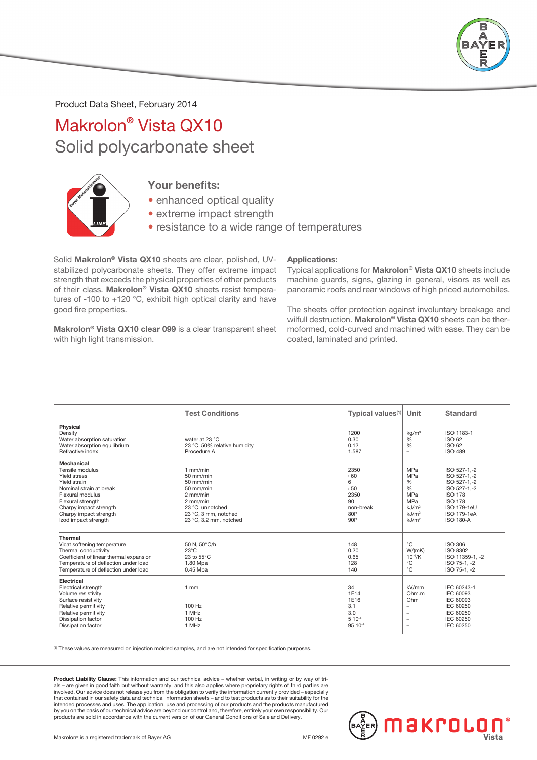Product Data Sheet, February 2014

# Makrolon® Vista QX10

## Solid polycarbonate sheet

### Your benefits:

- enhanced optical quality
- extreme impact strength
- resistance to a wide range of temperatures

Solid **Makrolon® Vista QX10** sheets are clear, polished, UV-stabilized polycarbonate sheets. They offer extreme impact strength that exceeds the physical properties of other products of their class. **Makrolon® Vista QX10** sheets resist temperatures of -100 to +120 °C, exhibit high optical clarity and have good fire properties.

**Makrolon® Vista QX10 clear 099** is a clear transparent sheet with high light transmission.

**Applications:**

Typical applications for **Makrolon® Vista QX10** sheets include machine guards, signs, glazing in general, visors as well as panoramic roofs and rear windows of high priced automobiles.

The sheets offer protection against involuntary breakage and wilfull destruction. **Makrolon® Vista QX10** sheets can be thermoformed, cold-curved and machined with ease. They can be coated, laminated and printed.

| | Test Conditions | Typical values[1] | Unit | Standard |
|---|---|---|---|---|
| **Physical** | | | | |
| Density | | 1200 | kg/m³ | ISO 1183-1 |
| Water absorption saturation | water at 23 °C | 0.30 | % | ISO 62 |
| Water absorption equilibrium | 23 °C, 50% relative humidity | 0.12 | % | ISO 62 |
| Refractive index | Procedure A | 1.587 | – | ISO 489 |
| **Mechanical** | | | | |
| Tensile modulus | 1 mm/min | 2350 | MPa | ISO 527-1,-2 |
| Yield stress | 50 mm/min | › 60 | MPa | ISO 527-1,-2 |
| Yield strain | 50 mm/min | 6 | % | ISO 527-1,-2 |
| Nominal strain at break | 50 mm/min | › 50 | % | ISO 527-1,-2 |
| Flexural modulus | 2 mm/min | 2350 | MPa | ISO 178 |
| Flexural strength | 2 mm/min | 90 | MPa | ISO 178 |
| Charpy impact strength | 23 °C, unnotched | non-break | kJ/m² | ISO 179-1eU |
| Charpy impact strength | 23 °C, 3 mm, notched | 80P | kJ/m² | ISO 179-1eA |
| Izod impact strength | 23 °C, 3.2 mm, notched | 90P | kJ/m² | ISO 180-A |
| **Thermal** | | | | |
| Vicat softening temperature | 50 N, 50°C/h | 148 | °C | ISO 306 |
| Thermal conductivity | 23°C | 0.20 | W/(mK) | ISO 8302 |
| Coefficient of linear thermal expansion | 23 to 55°C | 0.65 | $10^{-4}$/K | ISO 11359-1, -2 |
| Temperature of deflection under load | 1.80 Mpa | 128 | °C | ISO 75-1, -2 |
| Temperature of deflection under load | 0.45 Mpa | 140 | °C | ISO 75-1, -2 |
| **Electrical** | | | | |
| Electrical strength | 1 mm | 34 | kV/mm | IEC 60243-1 |
| Volume resistivity | | 1E14 | Ohm.m | IEC 60093 |
| Surface resistivity | | 1E16 | Ohm | IEC 60093 |
| Relative permitivity | 100 Hz | 3.1 | – | IEC 60250 |
| Relative permitivity | 1 MHz | 3.0 | – | IEC 60250 |
| Dissipation factor | 100 Hz | 5 $10^{-4}$ | – | IEC 60250 |
| Dissipation factor | 1 MHz | 95 $10^{-4}$ | – | IEC 60250 |

[1] These values are measured on injection molded samples, and are not intended for specification purposes.

**Product Liability Clause:** This information and our technical advice – whether verbal, in writing or by way of trials – are given in good faith but without warranty, and this also applies where proprietary rights of third parties are involved. Our advice does not release you from the obligation to verify the information currently provided – especially that contained in our safety data and technical information sheets – and to test products as to their suitability for the intended processes and uses. The application, use and processing of our products and the products manufactured by you on the basis of our technical advice are beyond our control and, therefore, entirely your own responsibility. Our products are sold in accordance with the current version of our General Conditions of Sale and Delivery.

Makrolon® is a registered trademark of Bayer AG

MF 0292 e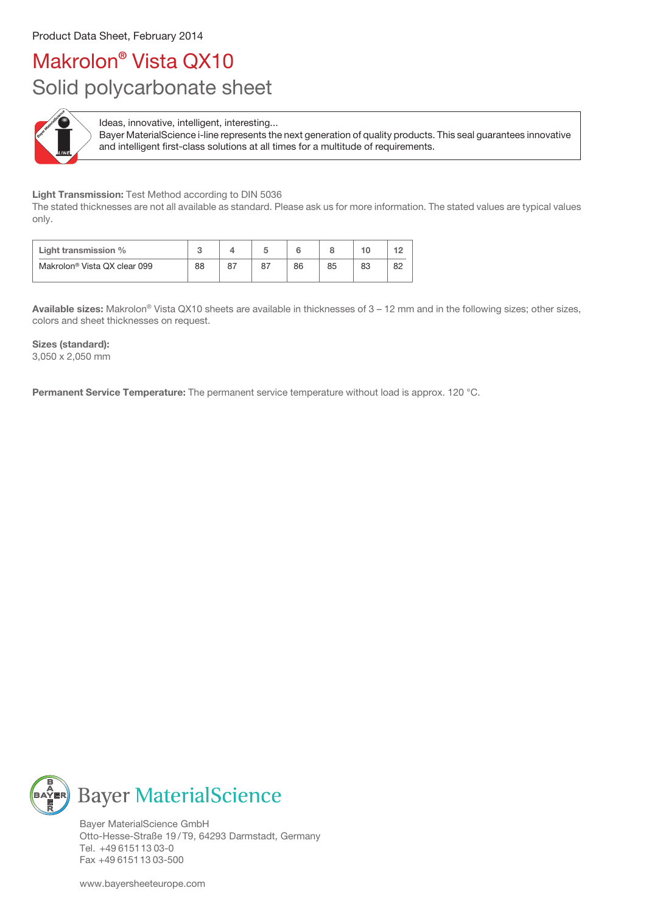Product Data Sheet, February 2014

# Makrolon® Vista QX10

## Solid polycarbonate sheet

Ideas, innovative, intelligent, interesting...
Bayer MaterialScience i-line represents the next generation of quality products. This seal guarantees innovative and intelligent first-class solutions at all times for a multitude of requirements.

**Light Transmission:** Test Method according to DIN 5036
The stated thicknesses are not all available as standard. Please ask us for more information. The stated values are typical values only.

| Light transmission % | 3 | 4 | 5 | 6 | 8 | 10 | 12 |
|---|---|---|---|---|---|---|---|
| Makrolon® Vista QX clear 099 | 88 | 87 | 87 | 86 | 85 | 83 | 82 |

**Available sizes:** Makrolon® Vista QX10 sheets are available in thicknesses of 3 – 12 mm and in the following sizes; other sizes, colors and sheet thicknesses on request.

**Sizes (standard):**
3,050 x 2,050 mm

**Permanent Service Temperature:** The permanent service temperature without load is approx. 120 °C.

Bayer MaterialScience

Bayer MaterialScience GmbH
Otto-Hesse-Straße 19 / T9, 64293 Darmstadt, Germany
Tel. +49 6151 13 03-0
Fax +49 6151 13 03-500

www.bayersheeteurope.com